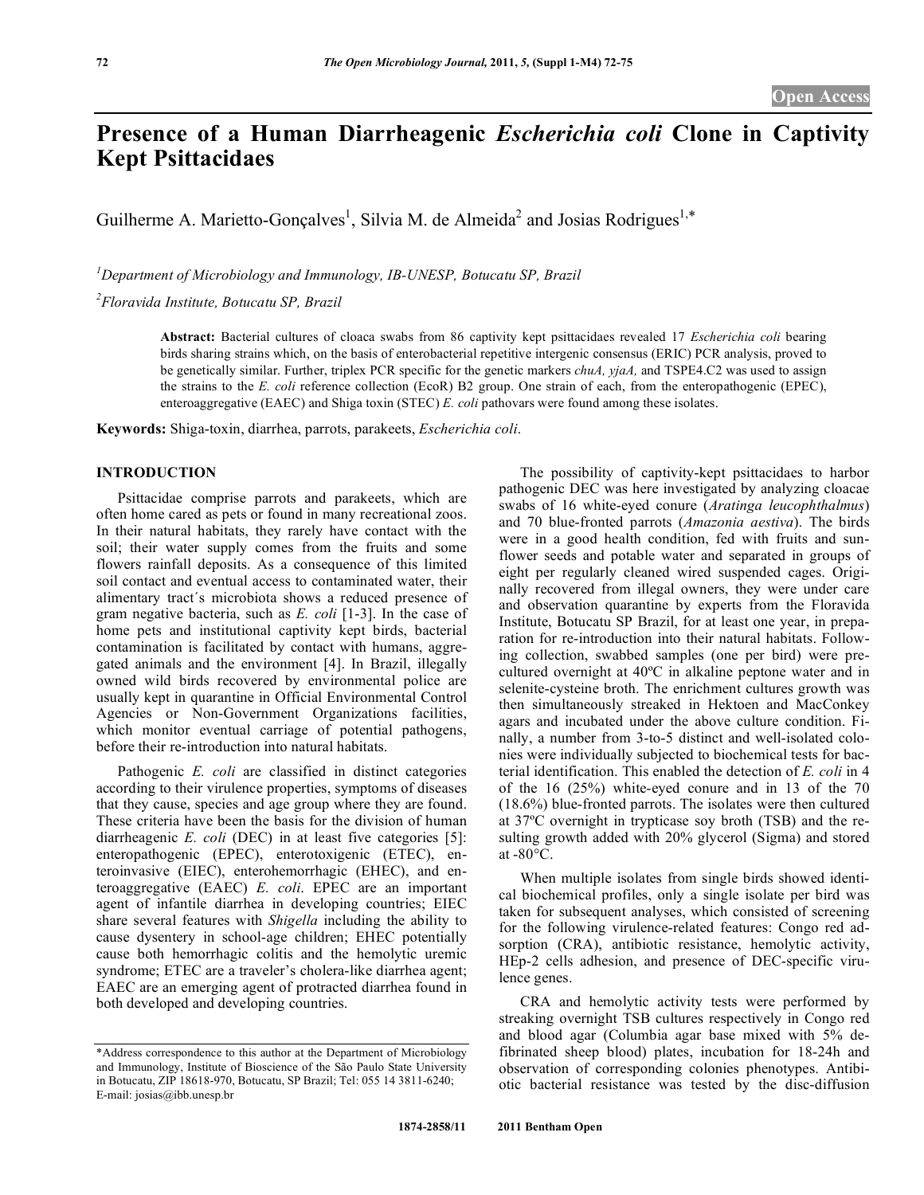# Presence of a Human Diarrheagenic *Escherichia coli* Clone in Captivity Kept Psittacidaes

Guilherme A. Marietto-Gonçalves[1], Silvia M. de Almeida[2] and Josias Rodrigues[1,*]

[1]Department of Microbiology and Immunology, IB-UNESP, Botucatu SP, Brazil

[2]Floravida Institute, Botucatu SP, Brazil

**Abstract:** Bacterial cultures of cloaca swabs from 86 captivity kept psittacidaes revealed 17 *Escherichia coli* bearing birds sharing strains which, on the basis of enterobacterial repetitive intergenic consensus (ERIC) PCR analysis, proved to be genetically similar. Further, triplex PCR specific for the genetic markers *chuA, yjaA,* and TSPE4.C2 was used to assign the strains to the *E. coli* reference collection (EcoR) B2 group. One strain of each, from the enteropathogenic (EPEC), enteroaggregative (EAEC) and Shiga toxin (STEC) *E. coli* pathovars were found among these isolates.

**Keywords:** Shiga-toxin, diarrhea, parrots, parakeets, *Escherichia coli*.

## INTRODUCTION

Psittacidae comprise parrots and parakeets, which are often home cared as pets or found in many recreational zoos. In their natural habitats, they rarely have contact with the soil; their water supply comes from the fruits and some flowers rainfall deposits. As a consequence of this limited soil contact and eventual access to contaminated water, their alimentary tract´s microbiota shows a reduced presence of gram negative bacteria, such as *E. coli* [1-3]. In the case of home pets and institutional captivity kept birds, bacterial contamination is facilitated by contact with humans, aggregated animals and the environment [4]. In Brazil, illegally owned wild birds recovered by environmental police are usually kept in quarantine in Official Environmental Control Agencies or Non-Government Organizations facilities, which monitor eventual carriage of potential pathogens, before their re-introduction into natural habitats.

Pathogenic *E. coli* are classified in distinct categories according to their virulence properties, symptoms of diseases that they cause, species and age group where they are found. These criteria have been the basis for the division of human diarrheagenic *E. coli* (DEC) in at least five categories [5]: enteropathogenic (EPEC), enterotoxigenic (ETEC), enteroinvasive (EIEC), enterohemorrhagic (EHEC), and enteroaggregative (EAEC) *E. coli*. EPEC are an important agent of infantile diarrhea in developing countries; EIEC share several features with *Shigella* including the ability to cause dysentery in school-age children; EHEC potentially cause both hemorrhagic colitis and the hemolytic uremic syndrome; ETEC are a traveler's cholera-like diarrhea agent; EAEC are an emerging agent of protracted diarrhea found in both developed and developing countries.

The possibility of captivity-kept psittacidaes to harbor pathogenic DEC was here investigated by analyzing cloacae swabs of 16 white-eyed conure (*Aratinga leucophthalmus*) and 70 blue-fronted parrots (*Amazonia aestiva*). The birds were in a good health condition, fed with fruits and sunflower seeds and potable water and separated in groups of eight per regularly cleaned wired suspended cages. Originally recovered from illegal owners, they were under care and observation quarantine by experts from the Floravida Institute, Botucatu SP Brazil, for at least one year, in preparation for re-introduction into their natural habitats. Following collection, swabbed samples (one per bird) were precultured overnight at 40ºC in alkaline peptone water and in selenite-cysteine broth. The enrichment cultures growth was then simultaneously streaked in Hektoen and MacConkey agars and incubated under the above culture condition. Finally, a number from 3-to-5 distinct and well-isolated colonies were individually subjected to biochemical tests for bacterial identification. This enabled the detection of *E. coli* in 4 of the 16 (25%) white-eyed conure and in 13 of the 70 (18.6%) blue-fronted parrots. The isolates were then cultured at 37ºC overnight in trypticase soy broth (TSB) and the resulting growth added with 20% glycerol (Sigma) and stored at -80°C.

When multiple isolates from single birds showed identical biochemical profiles, only a single isolate per bird was taken for subsequent analyses, which consisted of screening for the following virulence-related features: Congo red adsorption (CRA), antibiotic resistance, hemolytic activity, HEp-2 cells adhesion, and presence of DEC-specific virulence genes.

CRA and hemolytic activity tests were performed by streaking overnight TSB cultures respectively in Congo red and blood agar (Columbia agar base mixed with 5% defibrinated sheep blood) plates, incubation for 18-24h and observation of corresponding colonies phenotypes. Antibiotic bacterial resistance was tested by the disc-diffusion

*Address correspondence to this author at the Department of Microbiology and Immunology, Institute of Bioscience of the São Paulo State University in Botucatu, ZIP 18618-970, Botucatu, SP Brazil; Tel: 055 14 3811-6240; E-mail: josias@ibb.unesp.br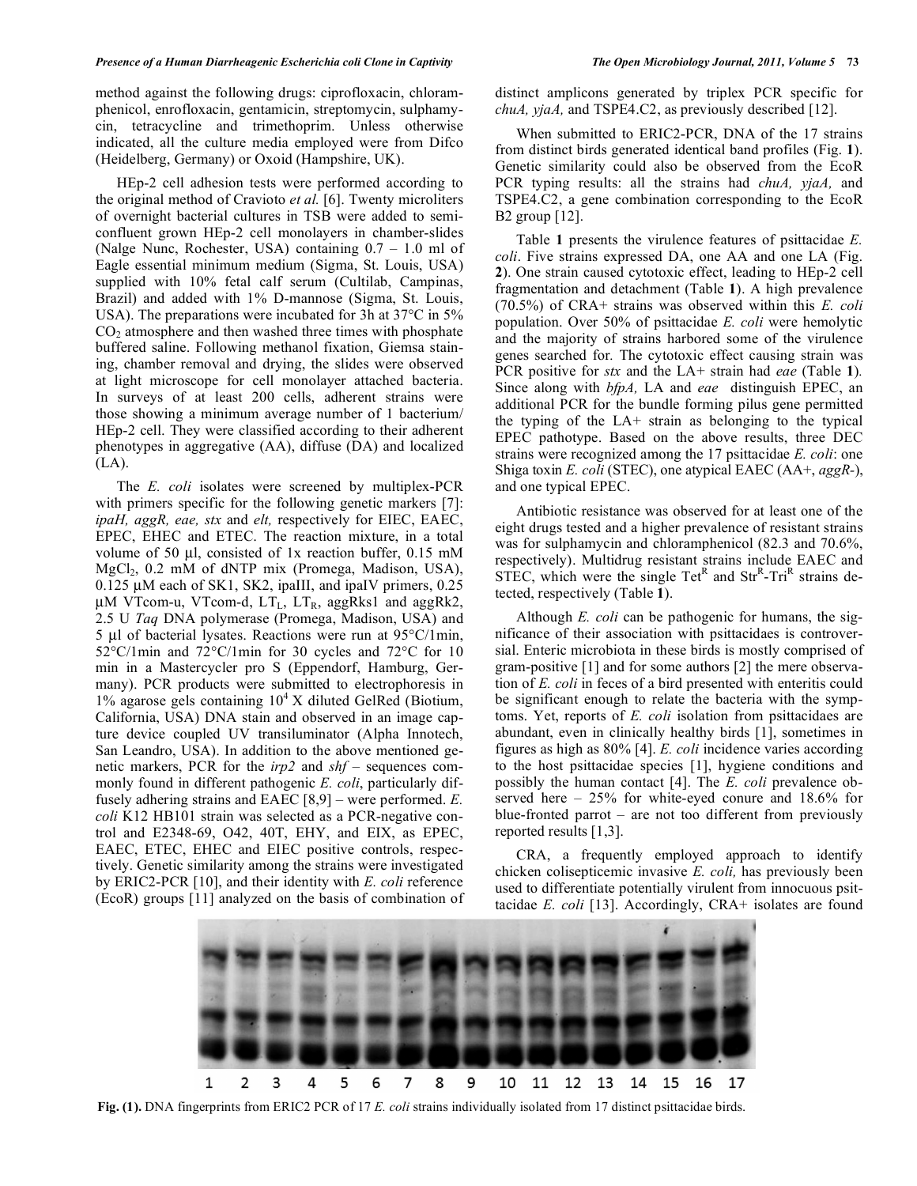method against the following drugs: ciprofloxacin, chloramphenicol, enrofloxacin, gentamicin, streptomycin, sulphamycin, tetracycline and trimethoprim. Unless otherwise indicated, all the culture media employed were from Difco (Heidelberg, Germany) or Oxoid (Hampshire, UK).

HEp-2 cell adhesion tests were performed according to the original method of Cravioto *et al.* [6]. Twenty microliters of overnight bacterial cultures in TSB were added to semi-confluent grown HEp-2 cell monolayers in chamber-slides (Nalge Nunc, Rochester, USA) containing 0.7 – 1.0 ml of Eagle essential minimum medium (Sigma, St. Louis, USA) supplied with 10% fetal calf serum (Cultilab, Campinas, Brazil) and added with 1% D-mannose (Sigma, St. Louis, USA). The preparations were incubated for 3h at 37°C in 5% $CO_2$ atmosphere and then washed three times with phosphate buffered saline. Following methanol fixation, Giemsa staining, chamber removal and drying, the slides were observed at light microscope for cell monolayer attached bacteria. In surveys of at least 200 cells, adherent strains were those showing a minimum average number of 1 bacterium/ HEp-2 cell. They were classified according to their adherent phenotypes in aggregative (AA), diffuse (DA) and localized (LA).

The *E. coli* isolates were screened by multiplex-PCR with primers specific for the following genetic markers [7]: *ipaH, aggR, eae, stx* and *elt,* respectively for EIEC, EAEC, EPEC, EHEC and ETEC. The reaction mixture, in a total volume of 50 µl, consisted of 1x reaction buffer, 0.15 mM $MgCl_2$, 0.2 mM of dNTP mix (Promega, Madison, USA), 0.125 µM each of SK1, SK2, ipaIII, and ipaIV primers, 0.25 µM VTcom-u, VTcom-d, $LT_L$, $LT_R$, aggRks1 and aggRk2, 2.5 U *Taq* DNA polymerase (Promega, Madison, USA) and 5 µl of bacterial lysates. Reactions were run at 95°C/1min, 52°C/1min and 72°C/1min for 30 cycles and 72°C for 10 min in a Mastercycler pro S (Eppendorf, Hamburg, Germany). PCR products were submitted to electrophoresis in 1% agarose gels containing $10^4$ X diluted GelRed (Biotium, California, USA) DNA stain and observed in an image capture device coupled UV transiluminator (Alpha Innotech, San Leandro, USA). In addition to the above mentioned genetic markers, PCR for the *irp2* and *shf* – sequences commonly found in different pathogenic *E. coli*, particularly diffusely adhering strains and EAEC [8,9] – were performed. *E. coli* K12 HB101 strain was selected as a PCR-negative control and E2348-69, O42, 40T, EHY, and EIX, as EPEC, EAEC, ETEC, EHEC and EIEC positive controls, respectively. Genetic similarity among the strains were investigated by ERIC2-PCR [10], and their identity with *E. coli* reference (EcoR) groups [11] analyzed on the basis of combination of distinct amplicons generated by triplex PCR specific for *chuA, yjaA,* and TSPE4.C2, as previously described [12].

When submitted to ERIC2-PCR, DNA of the 17 strains from distinct birds generated identical band profiles (Fig. **1**). Genetic similarity could also be observed from the EcoR PCR typing results: all the strains had *chuA, yjaA,* and TSPE4.C2, a gene combination corresponding to the EcoR B2 group [12].

Table **1** presents the virulence features of psittacidae *E. coli*. Five strains expressed DA, one AA and one LA (Fig. **2**). One strain caused cytotoxic effect, leading to HEp-2 cell fragmentation and detachment (Table **1**). A high prevalence (70.5%) of CRA+ strains was observed within this *E. coli* population. Over 50% of psittacidae *E. coli* were hemolytic and the majority of strains harbored some of the virulence genes searched for. The cytotoxic effect causing strain was PCR positive for *stx* and the LA+ strain had *eae* (Table **1**). Since along with *bfpA,* LA and *eae* distinguish EPEC, an additional PCR for the bundle forming pilus gene permitted the typing of the LA+ strain as belonging to the typical EPEC pathotype. Based on the above results, three DEC strains were recognized among the 17 psittacidae *E. coli*: one Shiga toxin *E. coli* (STEC), one atypical EAEC (AA+, *aggR*-), and one typical EPEC.

Antibiotic resistance was observed for at least one of the eight drugs tested and a higher prevalence of resistant strains was for sulphamycin and chloramphenicol (82.3 and 70.6%, respectively). Multidrug resistant strains include EAEC and STEC, which were the single $Tet^R$ and $Str^R$-$Tri^R$ strains detected, respectively (Table **1**).

Although *E. coli* can be pathogenic for humans, the significance of their association with psittacidaes is controversial. Enteric microbiota in these birds is mostly comprised of gram-positive [1] and for some authors [2] the mere observation of *E. coli* in feces of a bird presented with enteritis could be significant enough to relate the bacteria with the symptoms. Yet, reports of *E. coli* isolation from psittacidaes are abundant, even in clinically healthy birds [1], sometimes in figures as high as 80% [4]. *E. coli* incidence varies according to the host psittacidae species [1], hygiene conditions and possibly the human contact [4]. The *E. coli* prevalence observed here – 25% for white-eyed conure and 18.6% for blue-fronted parrot – are not too different from previously reported results [1,3].

CRA, a frequently employed approach to identify chicken colisepticemic invasive *E. coli,* has previously been used to differentiate potentially virulent from innocuous psittacidae *E. coli* [13]. Accordingly, CRA+ isolates are found

**Fig. (1).** DNA fingerprints from ERIC2 PCR of 17 *E. coli* strains individually isolated from 17 distinct psittacidae birds.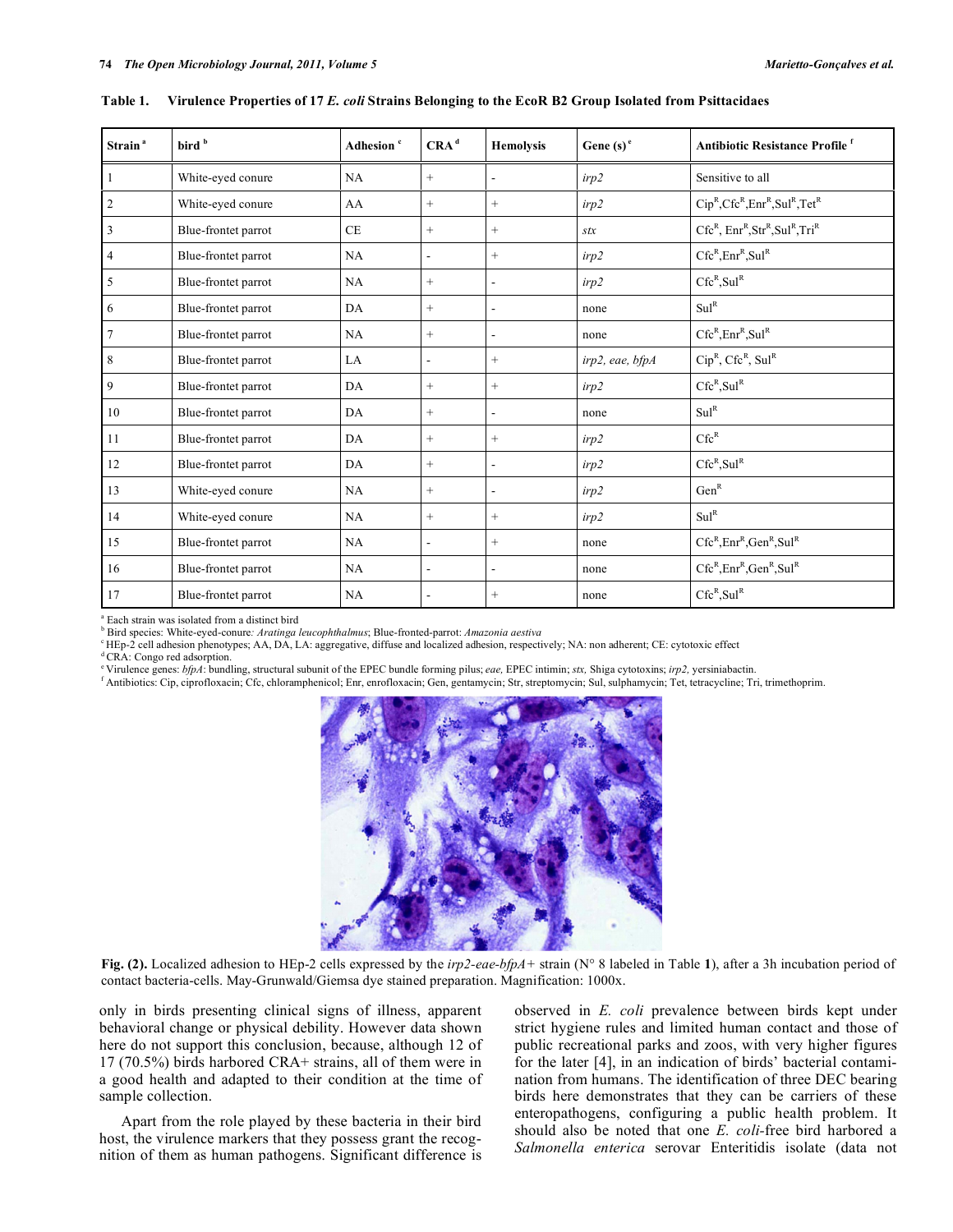**Table 1. Virulence Properties of 17 *E. coli* Strains Belonging to the EcoR B2 Group Isolated from Psittacidaes**

| Strain [a] | bird [b] | Adhesion [c] | CRA [d] | Hemolysis | Gene (s) [e] | Antibiotic Resistance Profile [f] |
|---|---|---|---|---|---|---|
| 1 | White-eyed conure | NA | + | - | *irp2* | Sensitive to all |
| 2 | White-eyed conure | AA | + | + | *irp2* | $Cip^R$,$Cfc^R$,$Enr^R$,$Sul^R$,$Tet^R$ |
| 3 | Blue-frontet parrot | CE | + | + | *stx* | $Cfc^R$, $Enr^R$,$Str^R$,$Sul^R$,$Tri^R$ |
| 4 | Blue-frontet parrot | NA | - | + | *irp2* | $Cfc^R$,$Enr^R$,$Sul^R$ |
| 5 | Blue-frontet parrot | NA | + | - | *irp2* | $Cfc^R$,$Sul^R$ |
| 6 | Blue-frontet parrot | DA | + | - | none | $Sul^R$ |
| 7 | Blue-frontet parrot | NA | + | - | none | $Cfc^R$,$Enr^R$,$Sul^R$ |
| 8 | Blue-frontet parrot | LA | - | + | *irp2, eae, bfpA* | $Cip^R$, $Cfc^R$, $Sul^R$ |
| 9 | Blue-frontet parrot | DA | + | + | *irp2* | $Cfc^R$,$Sul^R$ |
| 10 | Blue-frontet parrot | DA | + | - | none | $Sul^R$ |
| 11 | Blue-frontet parrot | DA | + | + | *irp2* | $Cfc^R$ |
| 12 | Blue-frontet parrot | DA | + | - | *irp2* | $Cfc^R$,$Sul^R$ |
| 13 | White-eyed conure | NA | + | - | *irp2* | $Gen^R$ |
| 14 | White-eyed conure | NA | + | + | *irp2* | $Sul^R$ |
| 15 | Blue-frontet parrot | NA | - | + | none | $Cfc^R$,$Enr^R$,$Gen^R$,$Sul^R$ |
| 16 | Blue-frontet parrot | NA | - | - | none | $Cfc^R$,$Enr^R$,$Gen^R$,$Sul^R$ |
| 17 | Blue-frontet parrot | NA | - | + | none | $Cfc^R$,$Sul^R$ |

[a] Each strain was isolated from a distinct bird
[b] Bird species: White-eyed-conure*: Aratinga leucophthalmus*; Blue-fronted-parrot: *Amazonia aestiva*
[c] HEp-2 cell adhesion phenotypes; AA, DA, LA: aggregative, diffuse and localized adhesion, respectively; NA: non adherent; CE: cytotoxic effect
[d] CRA: Congo red adsorption.
[e] Virulence genes: *bfpA*: bundling, structural subunit of the EPEC bundle forming pilus; *eae,* EPEC intimin; *stx,* Shiga cytotoxins; *irp2,* yersiniabactin.
[f] Antibiotics: Cip, ciprofloxacin; Cfc, chloramphenicol; Enr, enrofloxacin; Gen, gentamycin; Str, streptomycin; Sul, sulphamycin; Tet, tetracycline; Tri, trimethoprim.

**Fig. (2).** Localized adhesion to HEp-2 cells expressed by the *irp2-eae-bfpA+* strain (N° 8 labeled in Table **1**), after a 3h incubation period of contact bacteria-cells. May-Grunwald/Giemsa dye stained preparation. Magnification: 1000x.

only in birds presenting clinical signs of illness, apparent behavioral change or physical debility. However data shown here do not support this conclusion, because, although 12 of 17 (70.5%) birds harbored CRA+ strains, all of them were in a good health and adapted to their condition at the time of sample collection.

Apart from the role played by these bacteria in their bird host, the virulence markers that they possess grant the recognition of them as human pathogens. Significant difference is observed in *E. coli* prevalence between birds kept under strict hygiene rules and limited human contact and those of public recreational parks and zoos, with very higher figures for the later [4], in an indication of birds' bacterial contamination from humans. The identification of three DEC bearing birds here demonstrates that they can be carriers of these enteropathogens, configuring a public health problem. It should also be noted that one *E. coli*-free bird harbored a *Salmonella enterica* serovar Enteritidis isolate (data not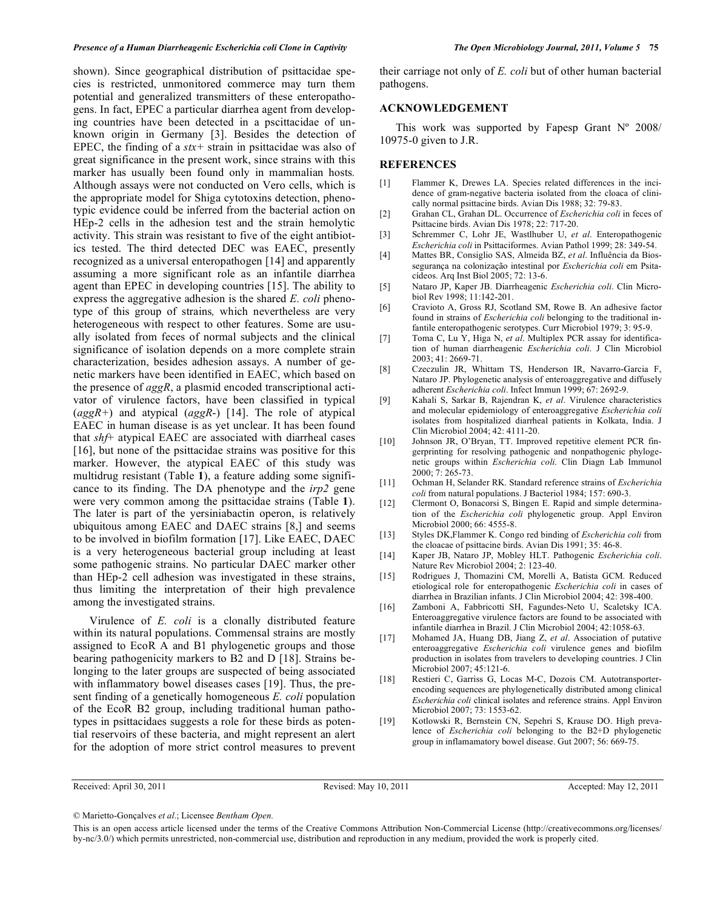shown). Since geographical distribution of psittacidae species is restricted, unmonitored commerce may turn them potential and generalized transmitters of these enteropathogens. In fact, EPEC a particular diarrhea agent from developing countries have been detected in a pscittacidae of unknown origin in Germany [3]. Besides the detection of EPEC, the finding of a *stx+* strain in psittacidae was also of great significance in the present work, since strains with this marker has usually been found only in mammalian hosts. Although assays were not conducted on Vero cells, which is the appropriate model for Shiga cytotoxins detection, phenotypic evidence could be inferred from the bacterial action on HEp-2 cells in the adhesion test and the strain hemolytic activity. This strain was resistant to five of the eight antibiotics tested. The third detected DEC was EAEC, presently recognized as a universal enteropathogen [14] and apparently assuming a more significant role as an infantile diarrhea agent than EPEC in developing countries [15]. The ability to express the aggregative adhesion is the shared *E. coli* phenotype of this group of strains*,* which nevertheless are very heterogeneous with respect to other features. Some are usually isolated from feces of normal subjects and the clinical significance of isolation depends on a more complete strain characterization, besides adhesion assays. A number of genetic markers have been identified in EAEC, which based on the presence of *aggR*, a plasmid encoded transcriptional activator of virulence factors, have been classified in typical (*aggR+*) and atypical (*aggR-*) [14]. The role of atypical EAEC in human disease is as yet unclear. It has been found that *shf*+ atypical EAEC are associated with diarrheal cases [16], but none of the psittacidae strains was positive for this marker. However, the atypical EAEC of this study was multidrug resistant (Table **1**), a feature adding some significance to its finding. The DA phenotype and the *irp2* gene were very common among the psittacidae strains (Table **1**). The later is part of the yersiniabactin operon, is relatively ubiquitous among EAEC and DAEC strains [8,] and seems to be involved in biofilm formation [17]. Like EAEC, DAEC is a very heterogeneous bacterial group including at least some pathogenic strains. No particular DAEC marker other than HEp-2 cell adhesion was investigated in these strains, thus limiting the interpretation of their high prevalence among the investigated strains.

Virulence of *E. coli* is a clonally distributed feature within its natural populations. Commensal strains are mostly assigned to EcoR A and B1 phylogenetic groups and those bearing pathogenicity markers to B2 and D [18]. Strains belonging to the later groups are suspected of being associated with inflammatory bowel diseases cases [19]. Thus, the present finding of a genetically homogeneous *E. coli* population of the EcoR B2 group, including traditional human pathotypes in psittacidaes suggests a role for these birds as potential reservoirs of these bacteria, and might represent an alert for the adoption of more strict control measures to prevent their carriage not only of *E. coli* but of other human bacterial pathogens.

## ACKNOWLEDGEMENT

This work was supported by Fapesp Grant Nº 2008/ 10975-0 given to J.R.

## REFERENCES

[1] Flammer K, Drewes LA. Species related differences in the incidence of gram-negative bacteria isolated from the cloaca of clinically normal psittacine birds. Avian Dis 1988; 32: 79-83.

[2] Grahan CL, Grahan DL. Occurrence of *Escherichia coli* in feces of Psittacine birds. Avian Dis 1978; 22: 717-20.

[3] Schremmer C, Lohr JE, Wastlhuber U, *et al*. Enteropathogenic *Escherichia coli* in Psittaciformes. Avian Pathol 1999; 28: 349-54.

[4] Mattes BR, Consiglio SAS, Almeida BZ, *et al*. Influência da Biossegurança na colonização intestinal por *Escherichia coli* em Psitacídeos. Arq Inst Biol 2005; 72: 13-6.

[5] Nataro JP, Kaper JB. Diarrheagenic *Escherichia coli*. Clin Microbiol Rev 1998; 11:142-201.

[6] Cravioto A, Gross RJ, Scotland SM, Rowe B. An adhesive factor found in strains of *Escherichia coli* belonging to the traditional infantile enteropathogenic serotypes. Curr Microbiol 1979; 3: 95-9.

[7] Toma C, Lu Y, Higa N, *et al*. Multiplex PCR assay for identification of human diarrheagenic *Escherichia coli*. J Clin Microbiol 2003; 41: 2669-71.

[8] Czeczulin JR, Whittam TS, Henderson IR, Navarro-Garcia F, Nataro JP. Phylogenetic analysis of enteroaggregative and diffusely adherent *Escherichia coli*. Infect Immun 1999; 67: 2692-9.

[9] Kahali S, Sarkar B, Rajendran K, *et al*. Virulence characteristics and molecular epidemiology of enteroaggregative *Escherichia coli* isolates from hospitalized diarrheal patients in Kolkata, India. J Clin Microbiol 2004; 42: 4111-20.

[10] Johnson JR, O'Bryan, TT. Improved repetitive element PCR fingerprinting for resolving pathogenic and nonpathogenic phylogenetic groups within *Escherichia coli*. Clin Diagn Lab Immunol 2000; 7: 265-73.

[11] Ochman H, Selander RK. Standard reference strains of *Escherichia coli* from natural populations. J Bacteriol 1984; 157: 690-3.

[12] Clermont O, Bonacorsi S, Bingen E. Rapid and simple determination of the *Escherichia coli* phylogenetic group. Appl Environ Microbiol 2000; 66: 4555-8.

[13] Styles DK,Flammer K. Congo red binding of *Escherichia coli* from the cloacae of psittacine birds. Avian Dis 1991; 35: 46-8.

[14] Kaper JB, Nataro JP, Mobley HLT. Pathogenic *Escherichia coli*. Nature Rev Microbiol 2004; 2: 123-40.

[15] Rodrigues J, Thomazini CM, Morelli A, Batista GCM. Reduced etiological role for enteropathogenic *Escherichia coli* in cases of diarrhea in Brazilian infants. J Clin Microbiol 2004; 42: 398-400.

[16] Zamboni A, Fabbricotti SH, Fagundes-Neto U, Scaletsky ICA. Enteroaggregative virulence factors are found to be associated with infantile diarrhea in Brazil. J Clin Microbiol 2004; 42:1058-63.

[17] Mohamed JA, Huang DB, Jiang Z, *et al*. Association of putative enteroaggregative *Escherichia coli* virulence genes and biofilm production in isolates from travelers to developing countries. J Clin Microbiol 2007; 45:121-6.

[18] Restieri C, Garriss G, Locas M-C, Dozois CM. Autotransporter-encoding sequences are phylogenetically distributed among clinical *Escherichia coli* clinical isolates and reference strains. Appl Environ Microbiol 2007; 73: 1553-62.

[19] Kotlowski R, Bernstein CN, Sepehri S, Krause DO. High prevalence of *Escherichia coli* belonging to the B2+D phylogenetic group in inflamamatory bowel disease. Gut 2007; 56: 669-75.

Received: April 30, 2011 Revised: May 10, 2011 Accepted: May 12, 2011

© Marietto-Gonçalves *et al*.; Licensee *Bentham Open.*

This is an open access article licensed under the terms of the Creative Commons Attribution Non-Commercial License (http://creativecommons.org/licenses/by-nc/3.0/) which permits unrestricted, non-commercial use, distribution and reproduction in any medium, provided the work is properly cited.